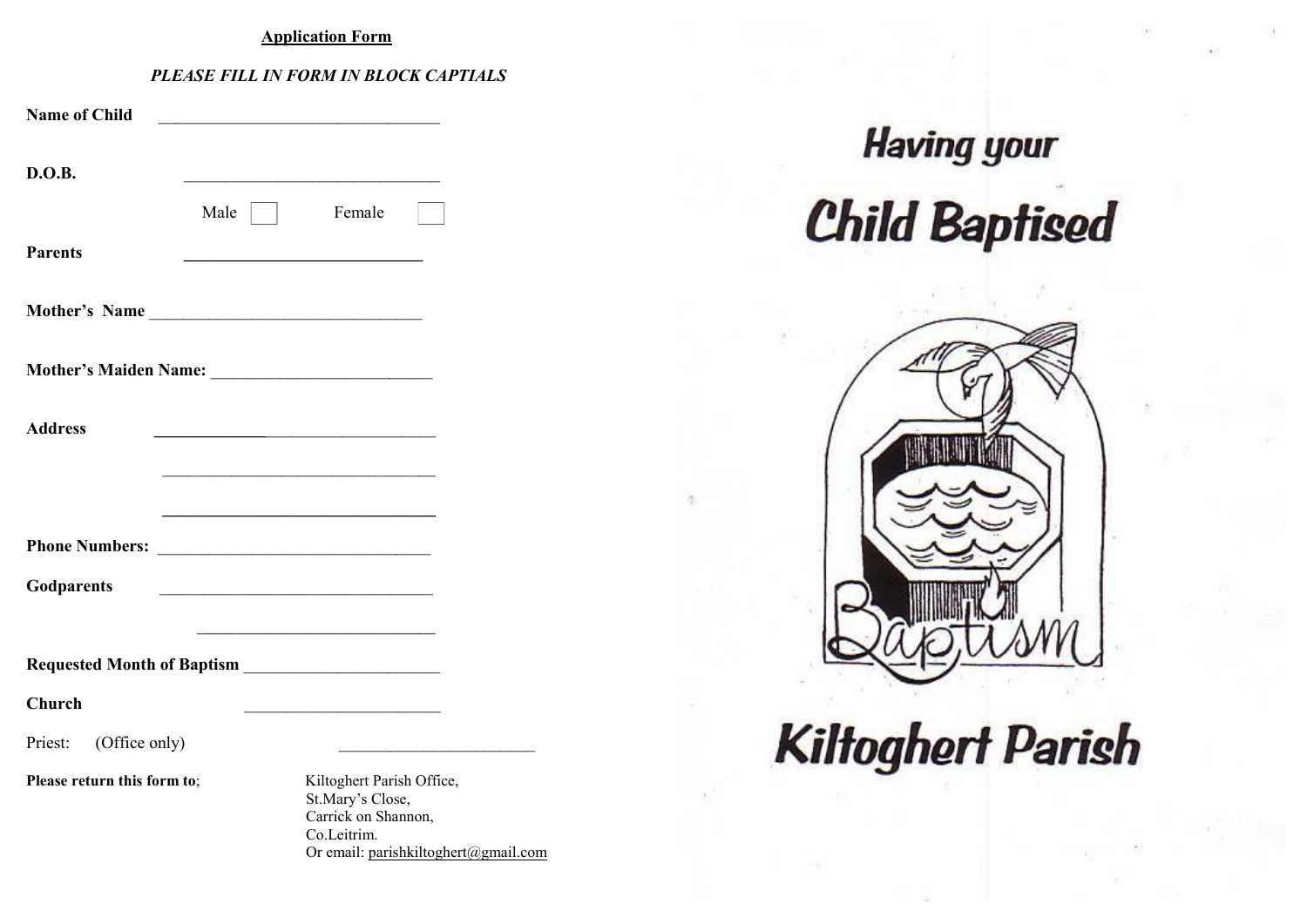## Application Form

*PLEASE FILL IN FORM IN BLOCK CAPTIALS*

**Name of Child** ______________________________

**D.O.B.** ______________________________

Male [ ] Female [ ]

**Parents** ______________________________

**Mother's Name** ______________________________

**Mother's Maiden Name:** ______________________________

**Address** ______________________________

______________________________

______________________________

**Phone Numbers:** ______________________________

**Godparents** ______________________________

______________________________

**Requested Month of Baptism** ______________________________

**Church** ______________________________

Priest: (Office only) ______________________________

**Please return this form to**;

Kiltoghert Parish Office,
St.Mary's Close,
Carrick on Shannon,
Co.Leitrim.
Or email: parishkiltoghert@gmail.com

# Having your Child Baptised

Baptism

# Kiltoghert Parish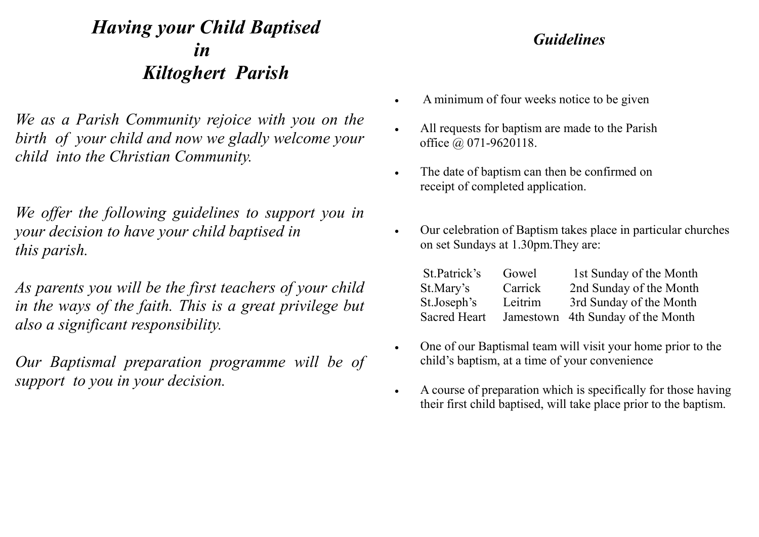# *Having your Child Baptised in Kiltoghert Parish*

*We as a Parish Community rejoice with you on the birth of your child and now we gladly welcome your child into the Christian Community.*

*We offer the following guidelines to support you in your decision to have your child baptised in this parish.*

*As parents you will be the first teachers of your child in the ways of the faith. This is a great privilege but also a significant responsibility.*

*Our Baptismal preparation programme will be of support to you in your decision.*

## *Guidelines*

- A minimum of four weeks notice to be given
- All requests for baptism are made to the Parish office @ 071-9620118.
- The date of baptism can then be confirmed on receipt of completed application.
- Our celebration of Baptism takes place in particular churches on set Sundays at 1.30pm.They are:

| | | |
|---|---|---|
| St.Patrick's | Gowel | 1st Sunday of the Month |
| St.Mary's | Carrick | 2nd Sunday of the Month |
| St.Joseph's | Leitrim | 3rd Sunday of the Month |
| Sacred Heart | Jamestown | 4th Sunday of the Month |

- One of our Baptismal team will visit your home prior to the child's baptism, at a time of your convenience
- A course of preparation which is specifically for those having their first child baptised, will take place prior to the baptism.